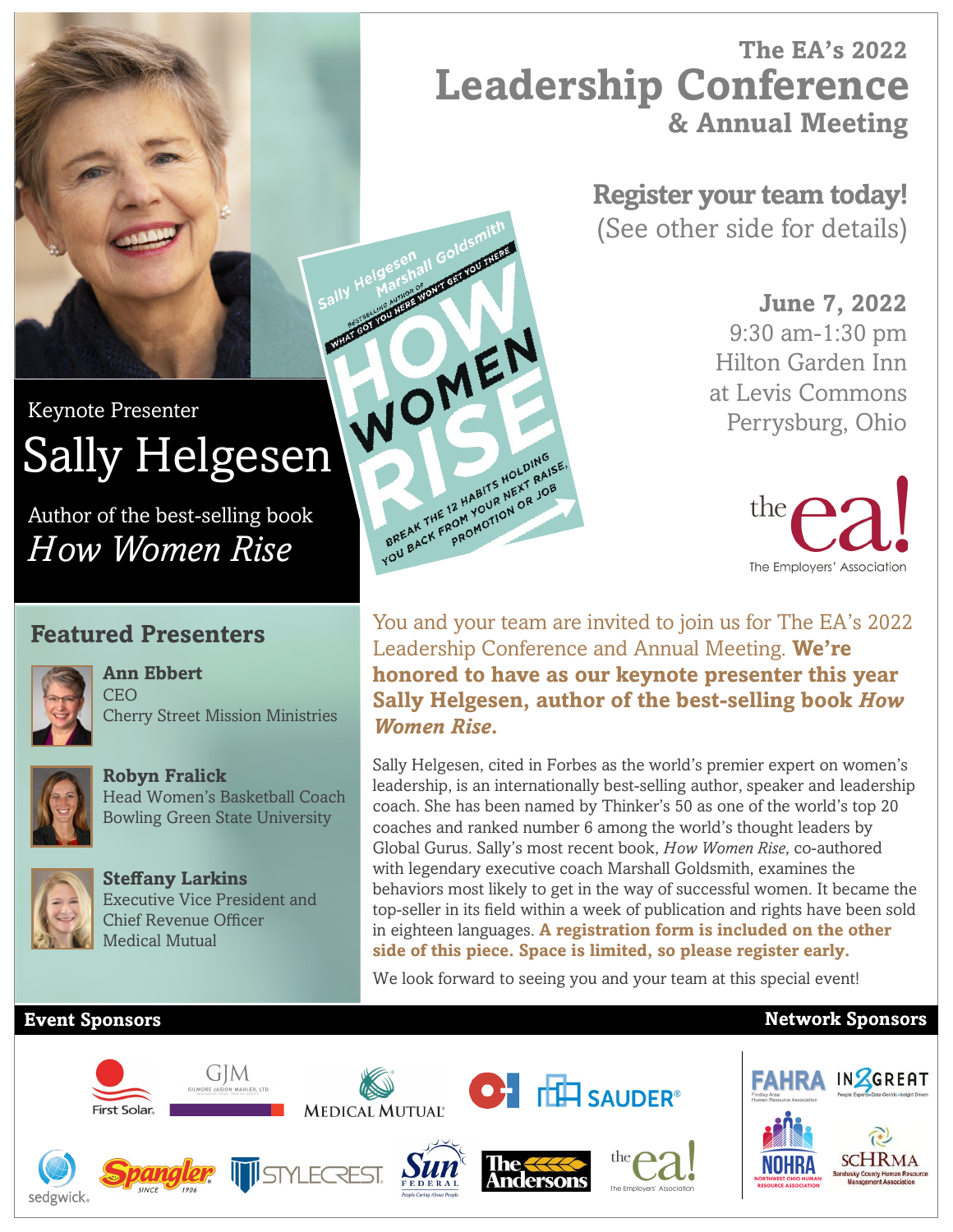# The EA's 2022 Leadership Conference & Annual Meeting

**Register your team today!**
(See other side for details)

**June 7, 2022**
9:30 am-1:30 pm
Hilton Garden Inn
at Levis Commons
Perrysburg, Ohio

the ea!
The Employers' Association

Keynote Presenter
## Sally Helgesen

Author of the best-selling book
*How Women Rise*

## Featured Presenters

**Ann Ebbert**
CEO
Cherry Street Mission Ministries

**Robyn Fralick**
Head Women's Basketball Coach
Bowling Green State University

**Steffany Larkins**
Executive Vice President and
Chief Revenue Officer
Medical Mutual

You and your team are invited to join us for The EA's 2022 Leadership Conference and Annual Meeting. **We're honored to have as our keynote presenter this year Sally Helgesen, author of the best-selling book *How Women Rise*.**

Sally Helgesen, cited in Forbes as the world's premier expert on women's leadership, is an internationally best-selling author, speaker and leadership coach. She has been named by Thinker's 50 as one of the world's top 20 coaches and ranked number 6 among the world's thought leaders by Global Gurus. Sally's most recent book, *How Women Rise*, co-authored with legendary executive coach Marshall Goldsmith, examines the behaviors most likely to get in the way of successful women. It became the top-seller in its field within a week of publication and rights have been sold in eighteen languages. **A registration form is included on the other side of this piece. Space is limited, so please register early.**

We look forward to seeing you and your team at this special event!

**Event Sponsors**

First Solar, GJM Gilmore Jasion Mahler, LTD, Medical Mutual, O-I, Sauder, Sedgwick, Spangler, Stylecrest, Sun Federal, The Andersons, the ea! The Employers' Association

**Network Sponsors**

FAHRA, IN2GREAT, NOHRA, SCHRMA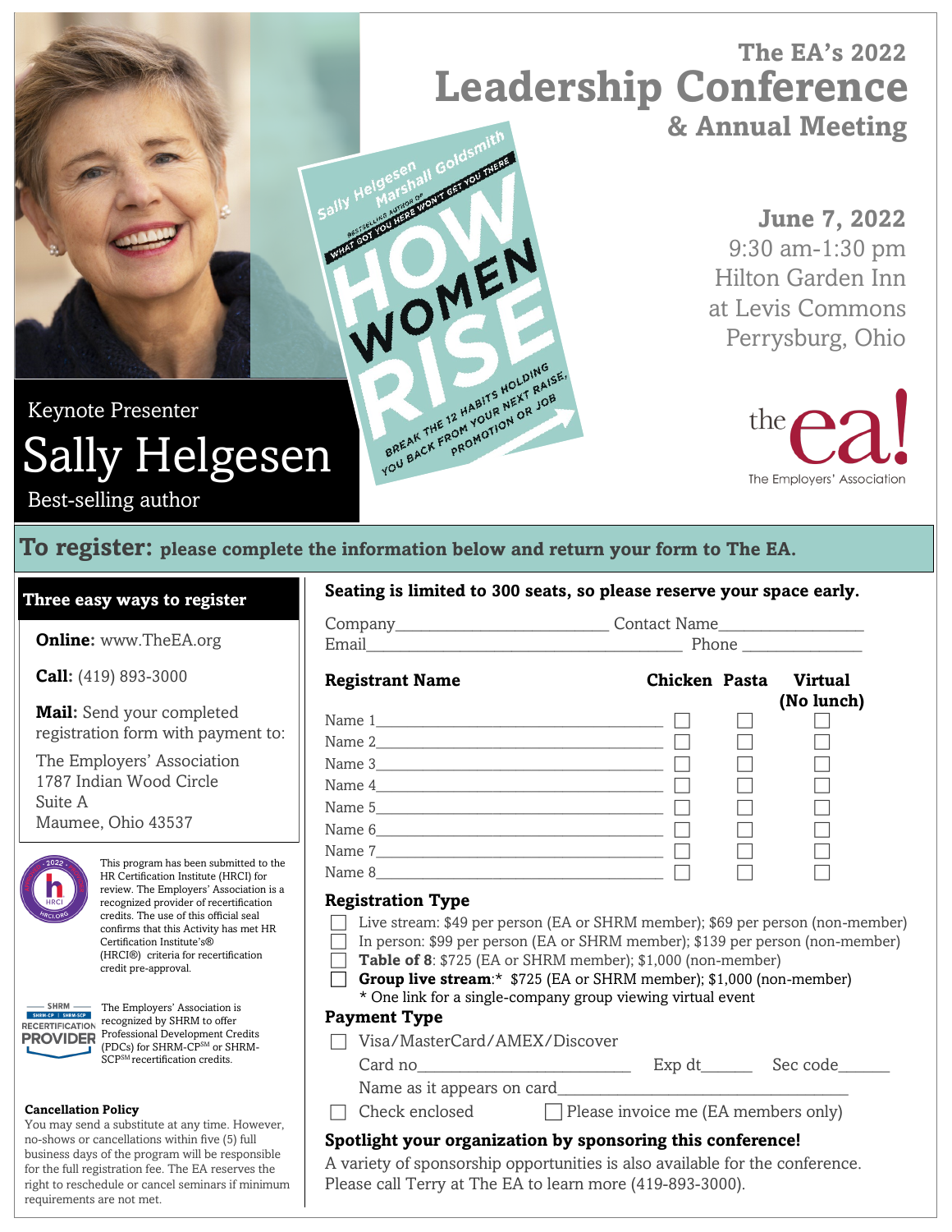# The EA's 2022 Leadership Conference & Annual Meeting

**June 7, 2022**
9:30 am-1:30 pm
Hilton Garden Inn
at Levis Commons
Perrysburg, Ohio

Keynote Presenter
## Sally Helgesen
Best-selling author

Sally Helgesen
Marshall Goldsmith
BESTSELLING AUTHOR OF WHAT GOT YOU HERE WON'T GET YOU THERE
HOW WOMEN RISE
BREAK THE 12 HABITS HOLDING YOU BACK FROM YOUR NEXT RAISE, PROMOTION OR JOB

the ea!
The Employers' Association

## To register: please complete the information below and return your form to The EA.

### Three easy ways to register

**Online:** www.TheEA.org

**Call:** (419) 893-3000

**Mail:** Send your completed registration form with payment to:

The Employers' Association
1787 Indian Wood Circle
Suite A
Maumee, Ohio 43537

This program has been submitted to the HR Certification Institute (HRCI) for review. The Employers' Association is a recognized provider of recertification credits. The use of this official seal confirms that this Activity has met HR Certification Institute's® (HRCI®) criteria for recertification credit pre-approval.

The Employers' Association is recognized by SHRM to offer Professional Development Credits (PDCs) for SHRM-CP℠ or SHRM-SCP℠ recertification credits.

**Cancellation Policy**
You may send a substitute at any time. However, no-shows or cancellations within five (5) full business days of the program will be responsible for the full registration fee. The EA reserves the right to reschedule or cancel seminars if minimum requirements are not met.

**Seating is limited to 300 seats, so please reserve your space early.**

Company\_\_\_\_\_\_\_\_\_\_\_\_\_\_\_\_\_\_ Contact Name\_\_\_\_\_\_\_\_\_\_\_\_\_\_
Email\_\_\_\_\_\_\_\_\_\_\_\_\_\_\_\_\_\_\_\_\_\_\_\_\_\_\_\_ Phone \_\_\_\_\_\_\_\_\_\_\_\_

| Registrant Name | Chicken | Pasta | Virtual (No lunch) |
|---|---|---|---|
| Name 1\_\_\_\_\_\_\_\_\_\_\_\_ | ☐ | ☐ | ☐ |
| Name 2\_\_\_\_\_\_\_\_\_\_\_\_ | ☐ | ☐ | ☐ |
| Name 3\_\_\_\_\_\_\_\_\_\_\_\_ | ☐ | ☐ | ☐ |
| Name 4\_\_\_\_\_\_\_\_\_\_\_\_ | ☐ | ☐ | ☐ |
| Name 5\_\_\_\_\_\_\_\_\_\_\_\_ | ☐ | ☐ | ☐ |
| Name 6\_\_\_\_\_\_\_\_\_\_\_\_ | ☐ | ☐ | ☐ |
| Name 7\_\_\_\_\_\_\_\_\_\_\_\_ | ☐ | ☐ | ☐ |
| Name 8\_\_\_\_\_\_\_\_\_\_\_\_ | ☐ | ☐ | ☐ |

### Registration Type

- ☐ Live stream: $49 per person (EA or SHRM member); $69 per person (non-member)
- ☐ In person: $99 per person (EA or SHRM member); $139 per person (non-member)
- ☐ **Table of 8**: $725 (EA or SHRM member); $1,000 (non-member)
- ☐ **Group live stream**:* $725 (EA or SHRM member); $1,000 (non-member)
  * One link for a single-company group viewing virtual event

### Payment Type

☐ Visa/MasterCard/AMEX/Discover
Card no\_\_\_\_\_\_\_\_\_\_\_\_\_\_\_\_ Exp dt\_\_\_\_\_ Sec code\_\_\_\_\_
Name as it appears on card\_\_\_\_\_\_\_\_\_\_\_\_\_\_\_\_\_\_

☐ Check enclosed ☐ Please invoice me (EA members only)

### Spotlight your organization by sponsoring this conference!

A variety of sponsorship opportunities is also available for the conference. Please call Terry at The EA to learn more (419-893-3000).